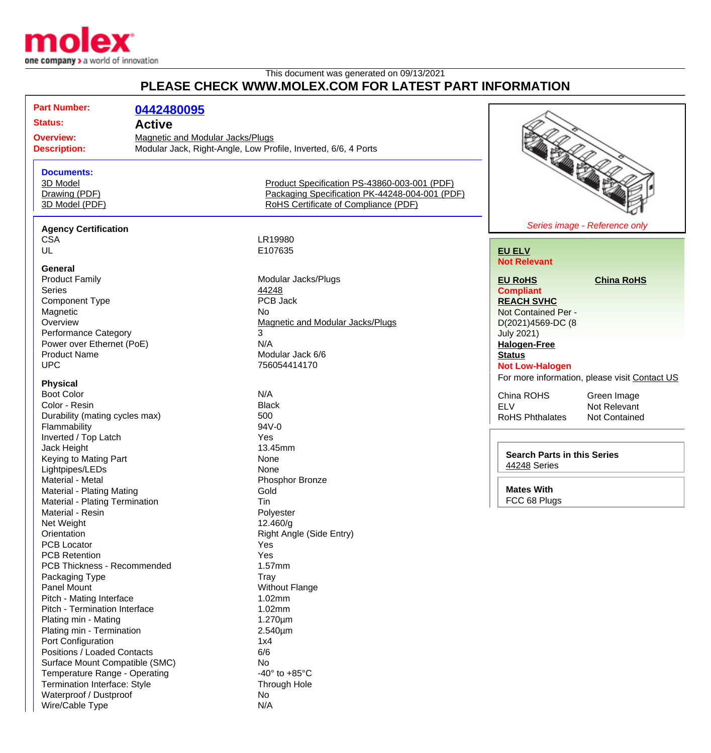molex
one company > a world of innovation

This document was generated on 09/13/2021

## PLEASE CHECK WWW.MOLEX.COM FOR LATEST PART INFORMATION

**Part Number:** 0442480095
**Status:** Active
**Overview:** Magnetic and Modular Jacks/Plugs
**Description:** Modular Jack, Right-Angle, Low Profile, Inverted, 6/6, 4 Ports

### Documents:

- 3D Model
- Drawing (PDF)
- 3D Model (PDF)
- Product Specification PS-43860-003-001 (PDF)
- Packaging Specification PK-44248-004-001 (PDF)
- RoHS Certificate of Compliance (PDF)

*Series image - Reference only*

**EU ELV**
**Not Relevant**

**EU RoHS**
**Compliant**

**China RoHS**

**REACH SVHC**
Not Contained Per - D(2021)4569-DC (8 July 2021)

**Halogen-Free Status**
**Not Low-Halogen**

For more information, please visit Contact US

| | |
|---|---|
| China ROHS | Green Image |
| ELV | Not Relevant |
| RoHS Phthalates | Not Contained |

**Search Parts in this Series**
44248 Series

**Mates With**
FCC 68 Plugs

### Agency Certification

| | |
|---|---|
| CSA | LR19980 |
| UL | E107635 |

### General

| | |
|---|---|
| Product Family | Modular Jacks/Plugs |
| Series | 44248 |
| Component Type | PCB Jack |
| Magnetic | No |
| Overview | Magnetic and Modular Jacks/Plugs |
| Performance Category | 3 |
| Power over Ethernet (PoE) | N/A |
| Product Name | Modular Jack 6/6 |
| UPC | 756054414170 |

### Physical

| | |
|---|---|
| Boot Color | N/A |
| Color - Resin | Black |
| Durability (mating cycles max) | 500 |
| Flammability | 94V-0 |
| Inverted / Top Latch | Yes |
| Jack Height | 13.45mm |
| Keying to Mating Part | None |
| Lightpipes/LEDs | None |
| Material - Metal | Phosphor Bronze |
| Material - Plating Mating | Gold |
| Material - Plating Termination | Tin |
| Material - Resin | Polyester |
| Net Weight | 12.460/g |
| Orientation | Right Angle (Side Entry) |
| PCB Locator | Yes |
| PCB Retention | Yes |
| PCB Thickness - Recommended | 1.57mm |
| Packaging Type | Tray |
| Panel Mount | Without Flange |
| Pitch - Mating Interface | 1.02mm |
| Pitch - Termination Interface | 1.02mm |
| Plating min - Mating | 1.270µm |
| Plating min - Termination | 2.540µm |
| Port Configuration | 1x4 |
| Positions / Loaded Contacts | 6/6 |
| Surface Mount Compatible (SMC) | No |
| Temperature Range - Operating | -40° to +85°C |
| Termination Interface: Style | Through Hole |
| Waterproof / Dustproof | No |
| Wire/Cable Type | N/A |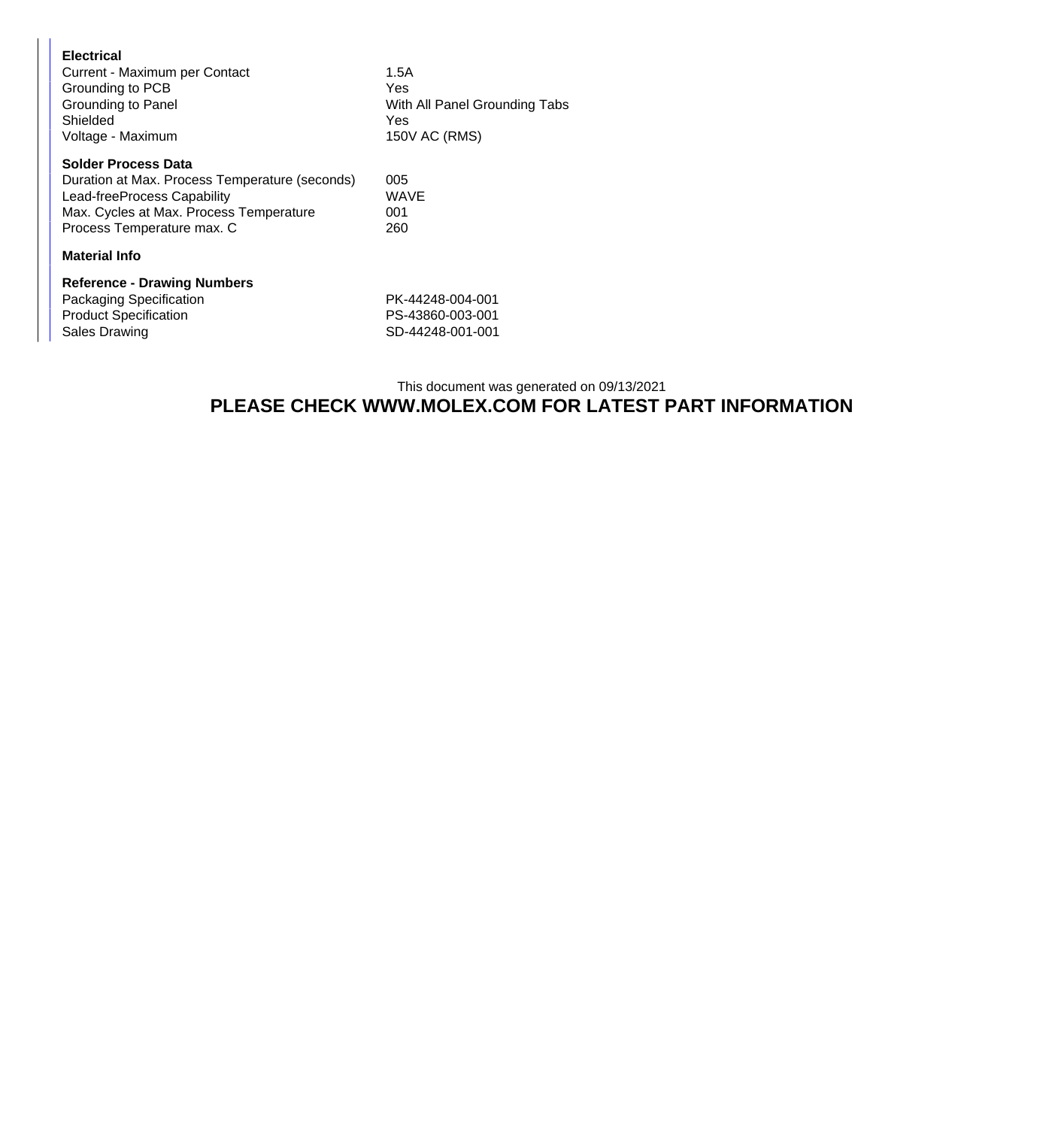**Electrical**

| | |
|---|---|
| Current - Maximum per Contact | 1.5A |
| Grounding to PCB | Yes |
| Grounding to Panel | With All Panel Grounding Tabs |
| Shielded | Yes |
| Voltage - Maximum | 150V AC (RMS) |

**Solder Process Data**

| | |
|---|---|
| Duration at Max. Process Temperature (seconds) | 005 |
| Lead-freeProcess Capability | WAVE |
| Max. Cycles at Max. Process Temperature | 001 |
| Process Temperature max. C | 260 |

**Material Info**

**Reference - Drawing Numbers**

| | |
|---|---|
| Packaging Specification | PK-44248-004-001 |
| Product Specification | PS-43860-003-001 |
| Sales Drawing | SD-44248-001-001 |

This document was generated on 09/13/2021

**PLEASE CHECK WWW.MOLEX.COM FOR LATEST PART INFORMATION**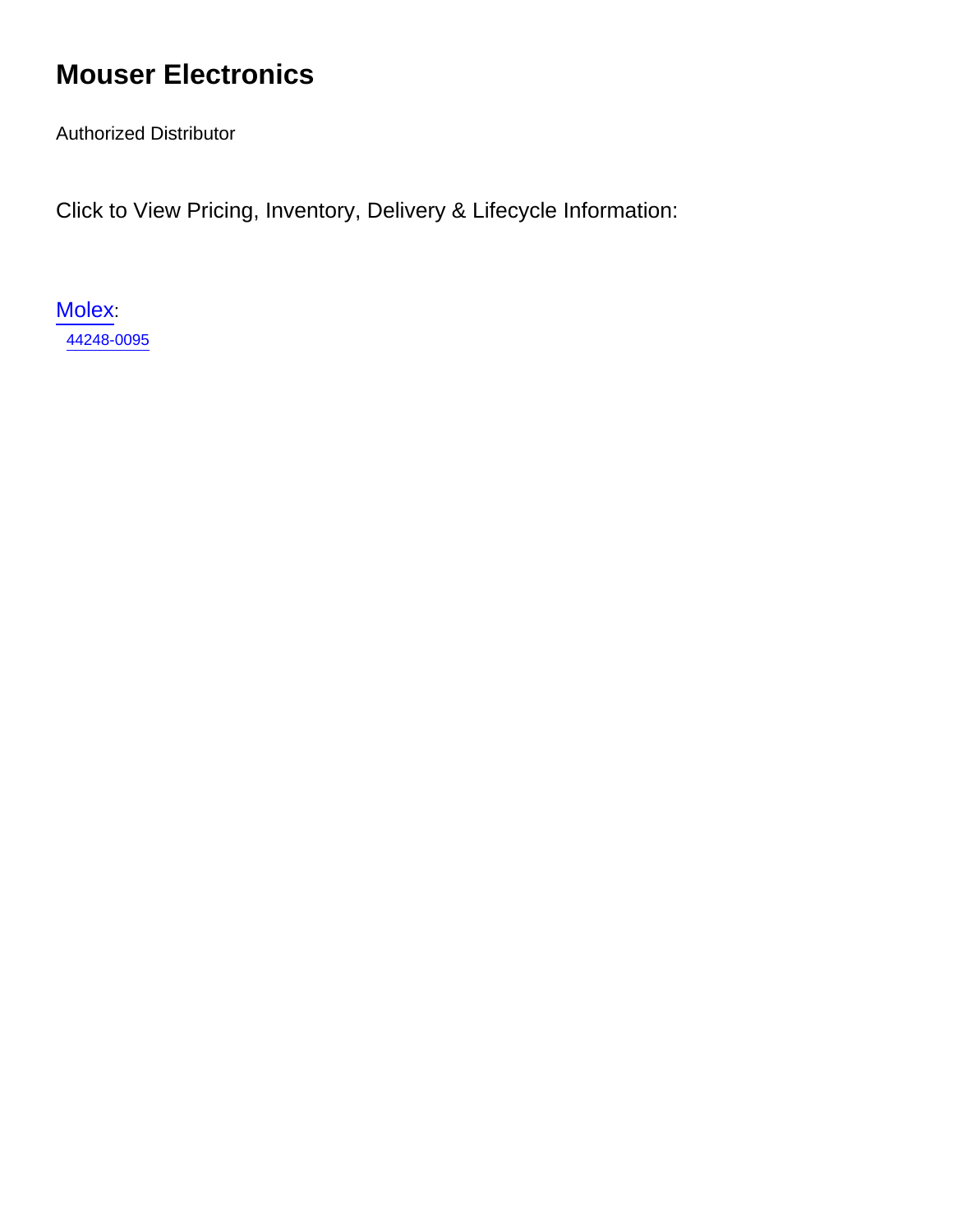# Mouser Electronics

Authorized Distributor

Click to View Pricing, Inventory, Delivery & Lifecycle Information:

Molex:

44248-0095